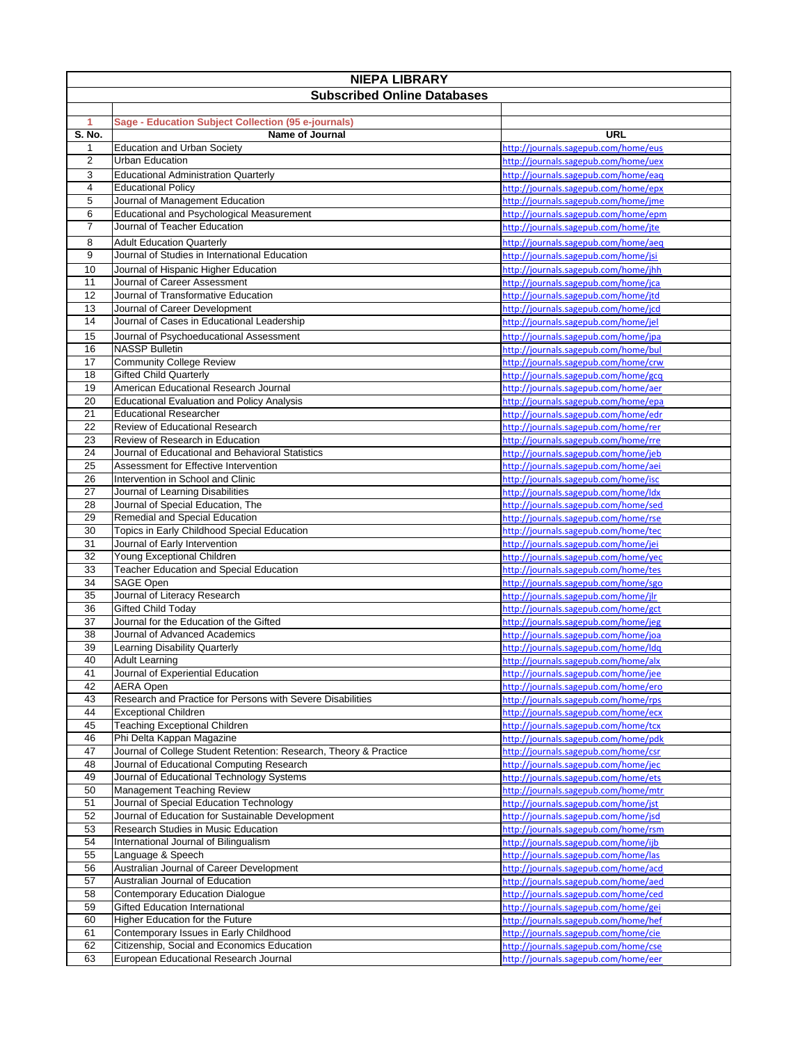# NIEPA LIBRARY

## Subscribed Online Databases

**1 Sage - Education Subject Collection (95 e-journals)**

| S. No. | Name of Journal | URL |
|---|---|---|
| 1 | Education and Urban Society | http://journals.sagepub.com/home/eus |
| 2 | Urban Education | http://journals.sagepub.com/home/uex |
| 3 | Educational Administration Quarterly | http://journals.sagepub.com/home/eaq |
| 4 | Educational Policy | http://journals.sagepub.com/home/epx |
| 5 | Journal of Management Education | http://journals.sagepub.com/home/jme |
| 6 | Educational and Psychological Measurement | http://journals.sagepub.com/home/epm |
| 7 | Journal of Teacher Education | http://journals.sagepub.com/home/jte |
| 8 | Adult Education Quarterly | http://journals.sagepub.com/home/aeq |
| 9 | Journal of Studies in International Education | http://journals.sagepub.com/home/jsi |
| 10 | Journal of Hispanic Higher Education | http://journals.sagepub.com/home/jhh |
| 11 | Journal of Career Assessment | http://journals.sagepub.com/home/jca |
| 12 | Journal of Transformative Education | http://journals.sagepub.com/home/jtd |
| 13 | Journal of Career Development | http://journals.sagepub.com/home/jcd |
| 14 | Journal of Cases in Educational Leadership | http://journals.sagepub.com/home/jel |
| 15 | Journal of Psychoeducational Assessment | http://journals.sagepub.com/home/jpa |
| 16 | NASSP Bulletin | http://journals.sagepub.com/home/bul |
| 17 | Community College Review | http://journals.sagepub.com/home/crw |
| 18 | Gifted Child Quarterly | http://journals.sagepub.com/home/gcq |
| 19 | American Educational Research Journal | http://journals.sagepub.com/home/aer |
| 20 | Educational Evaluation and Policy Analysis | http://journals.sagepub.com/home/epa |
| 21 | Educational Researcher | http://journals.sagepub.com/home/edr |
| 22 | Review of Educational Research | http://journals.sagepub.com/home/rer |
| 23 | Review of Research in Education | http://journals.sagepub.com/home/rre |
| 24 | Journal of Educational and Behavioral Statistics | http://journals.sagepub.com/home/jeb |
| 25 | Assessment for Effective Intervention | http://journals.sagepub.com/home/aei |
| 26 | Intervention in School and Clinic | http://journals.sagepub.com/home/isc |
| 27 | Journal of Learning Disabilities | http://journals.sagepub.com/home/ldx |
| 28 | Journal of Special Education, The | http://journals.sagepub.com/home/sed |
| 29 | Remedial and Special Education | http://journals.sagepub.com/home/rse |
| 30 | Topics in Early Childhood Special Education | http://journals.sagepub.com/home/tec |
| 31 | Journal of Early Intervention | http://journals.sagepub.com/home/jei |
| 32 | Young Exceptional Children | http://journals.sagepub.com/home/yec |
| 33 | Teacher Education and Special Education | http://journals.sagepub.com/home/tes |
| 34 | SAGE Open | http://journals.sagepub.com/home/sgo |
| 35 | Journal of Literacy Research | http://journals.sagepub.com/home/jlr |
| 36 | Gifted Child Today | http://journals.sagepub.com/home/gct |
| 37 | Journal for the Education of the Gifted | http://journals.sagepub.com/home/jeg |
| 38 | Journal of Advanced Academics | http://journals.sagepub.com/home/joa |
| 39 | Learning Disability Quarterly | http://journals.sagepub.com/home/ldq |
| 40 | Adult Learning | http://journals.sagepub.com/home/alx |
| 41 | Journal of Experiential Education | http://journals.sagepub.com/home/jee |
| 42 | AERA Open | http://journals.sagepub.com/home/ero |
| 43 | Research and Practice for Persons with Severe Disabilities | http://journals.sagepub.com/home/rps |
| 44 | Exceptional Children | http://journals.sagepub.com/home/ecx |
| 45 | Teaching Exceptional Children | http://journals.sagepub.com/home/tcx |
| 46 | Phi Delta Kappan Magazine | http://journals.sagepub.com/home/pdk |
| 47 | Journal of College Student Retention: Research, Theory & Practice | http://journals.sagepub.com/home/csr |
| 48 | Journal of Educational Computing Research | http://journals.sagepub.com/home/jec |
| 49 | Journal of Educational Technology Systems | http://journals.sagepub.com/home/ets |
| 50 | Management Teaching Review | http://journals.sagepub.com/home/mtr |
| 51 | Journal of Special Education Technology | http://journals.sagepub.com/home/jst |
| 52 | Journal of Education for Sustainable Development | http://journals.sagepub.com/home/jsd |
| 53 | Research Studies in Music Education | http://journals.sagepub.com/home/rsm |
| 54 | International Journal of Bilingualism | http://journals.sagepub.com/home/ijb |
| 55 | Language & Speech | http://journals.sagepub.com/home/las |
| 56 | Australian Journal of Career Development | http://journals.sagepub.com/home/acd |
| 57 | Australian Journal of Education | http://journals.sagepub.com/home/aed |
| 58 | Contemporary Education Dialogue | http://journals.sagepub.com/home/ced |
| 59 | Gifted Education International | http://journals.sagepub.com/home/gei |
| 60 | Higher Education for the Future | http://journals.sagepub.com/home/hef |
| 61 | Contemporary Issues in Early Childhood | http://journals.sagepub.com/home/cie |
| 62 | Citizenship, Social and Economics Education | http://journals.sagepub.com/home/cse |
| 63 | European Educational Research Journal | http://journals.sagepub.com/home/eer |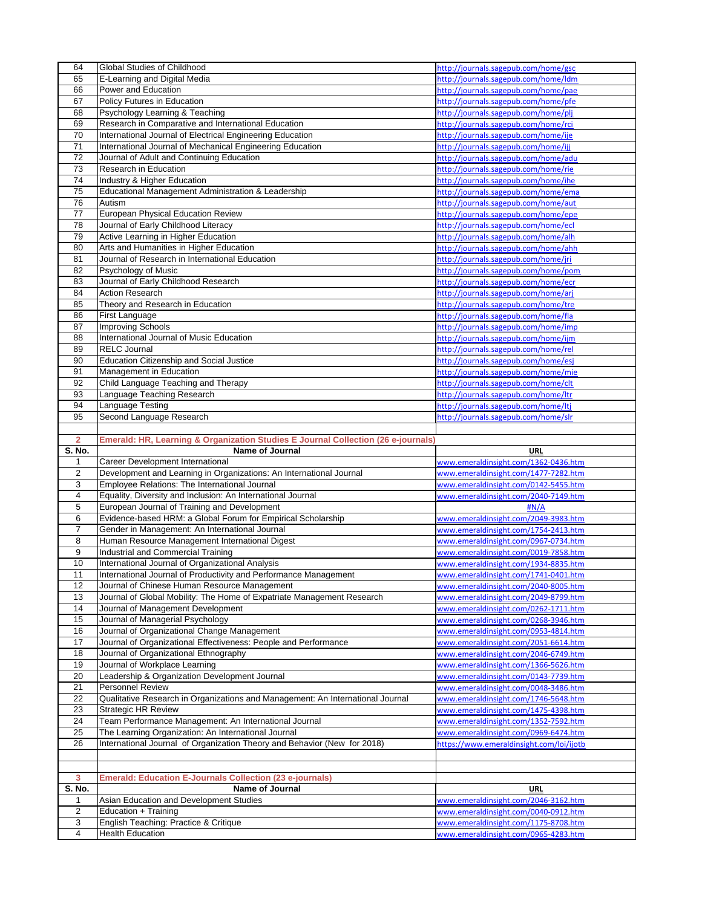| S. No. | Name of Journal | URL |
|---|---|---|
| 64 | Global Studies of Childhood | http://journals.sagepub.com/home/gsc |
| 65 | E-Learning and Digital Media | http://journals.sagepub.com/home/ldm |
| 66 | Power and Education | http://journals.sagepub.com/home/pae |
| 67 | Policy Futures in Education | http://journals.sagepub.com/home/pfe |
| 68 | Psychology Learning & Teaching | http://journals.sagepub.com/home/plj |
| 69 | Research in Comparative and International Education | http://journals.sagepub.com/home/rci |
| 70 | International Journal of Electrical Engineering Education | http://journals.sagepub.com/home/ije |
| 71 | International Journal of Mechanical Engineering Education | http://journals.sagepub.com/home/ijj |
| 72 | Journal of Adult and Continuing Education | http://journals.sagepub.com/home/adu |
| 73 | Research in Education | http://journals.sagepub.com/home/rie |
| 74 | Industry & Higher Education | http://journals.sagepub.com/home/ihe |
| 75 | Educational Management Administration & Leadership | http://journals.sagepub.com/home/ema |
| 76 | Autism | http://journals.sagepub.com/home/aut |
| 77 | European Physical Education Review | http://journals.sagepub.com/home/epe |
| 78 | Journal of Early Childhood Literacy | http://journals.sagepub.com/home/ecl |
| 79 | Active Learning in Higher Education | http://journals.sagepub.com/home/alh |
| 80 | Arts and Humanities in Higher Education | http://journals.sagepub.com/home/ahh |
| 81 | Journal of Research in International Education | http://journals.sagepub.com/home/jri |
| 82 | Psychology of Music | http://journals.sagepub.com/home/pom |
| 83 | Journal of Early Childhood Research | http://journals.sagepub.com/home/ecr |
| 84 | Action Research | http://journals.sagepub.com/home/arj |
| 85 | Theory and Research in Education | http://journals.sagepub.com/home/tre |
| 86 | First Language | http://journals.sagepub.com/home/fla |
| 87 | Improving Schools | http://journals.sagepub.com/home/imp |
| 88 | International Journal of Music Education | http://journals.sagepub.com/home/ijm |
| 89 | RELC Journal | http://journals.sagepub.com/home/rel |
| 90 | Education Citizenship and Social Justice | http://journals.sagepub.com/home/esj |
| 91 | Management in Education | http://journals.sagepub.com/home/mie |
| 92 | Child Language Teaching and Therapy | http://journals.sagepub.com/home/clt |
| 93 | Language Teaching Research | http://journals.sagepub.com/home/ltr |
| 94 | Language Testing | http://journals.sagepub.com/home/ltj |
| 95 | Second Language Research | http://journals.sagepub.com/home/slr |

**2 Emerald: HR, Learning & Organization Studies E Journal Collection (26 e-journals)**

| S. No. | Name of Journal | URL |
|---|---|---|
| 1 | Career Development International | www.emeraldinsight.com/1362-0436.htm |
| 2 | Development and Learning in Organizations: An International Journal | www.emeraldinsight.com/1477-7282.htm |
| 3 | Employee Relations: The International Journal | www.emeraldinsight.com/0142-5455.htm |
| 4 | Equality, Diversity and Inclusion: An International Journal | www.emeraldinsight.com/2040-7149.htm |
| 5 | European Journal of Training and Development | #N/A |
| 6 | Evidence-based HRM: a Global Forum for Empirical Scholarship | www.emeraldinsight.com/2049-3983.htm |
| 7 | Gender in Management: An International Journal | www.emeraldinsight.com/1754-2413.htm |
| 8 | Human Resource Management International Digest | www.emeraldinsight.com/0967-0734.htm |
| 9 | Industrial and Commercial Training | www.emeraldinsight.com/0019-7858.htm |
| 10 | International Journal of Organizational Analysis | www.emeraldinsight.com/1934-8835.htm |
| 11 | International Journal of Productivity and Performance Management | www.emeraldinsight.com/1741-0401.htm |
| 12 | Journal of Chinese Human Resource Management | www.emeraldinsight.com/2040-8005.htm |
| 13 | Journal of Global Mobility: The Home of Expatriate Management Research | www.emeraldinsight.com/2049-8799.htm |
| 14 | Journal of Management Development | www.emeraldinsight.com/0262-1711.htm |
| 15 | Journal of Managerial Psychology | www.emeraldinsight.com/0268-3946.htm |
| 16 | Journal of Organizational Change Management | www.emeraldinsight.com/0953-4814.htm |
| 17 | Journal of Organizational Effectiveness: People and Performance | www.emeraldinsight.com/2051-6614.htm |
| 18 | Journal of Organizational Ethnography | www.emeraldinsight.com/2046-6749.htm |
| 19 | Journal of Workplace Learning | www.emeraldinsight.com/1366-5626.htm |
| 20 | Leadership & Organization Development Journal | www.emeraldinsight.com/0143-7739.htm |
| 21 | Personnel Review | www.emeraldinsight.com/0048-3486.htm |
| 22 | Qualitative Research in Organizations and Management: An International Journal | www.emeraldinsight.com/1746-5648.htm |
| 23 | Strategic HR Review | www.emeraldinsight.com/1475-4398.htm |
| 24 | Team Performance Management: An International Journal | www.emeraldinsight.com/1352-7592.htm |
| 25 | The Learning Organization: An International Journal | www.emeraldinsight.com/0969-6474.htm |
| 26 | International Journal of Organization Theory and Behavior (New for 2018) | https://www.emeraldinsight.com/loi/ijotb |

**3 Emerald: Education E-Journals Collection (23 e-journals)**

| S. No. | Name of Journal | URL |
|---|---|---|
| 1 | Asian Education and Development Studies | www.emeraldinsight.com/2046-3162.htm |
| 2 | Education + Training | www.emeraldinsight.com/0040-0912.htm |
| 3 | English Teaching: Practice & Critique | www.emeraldinsight.com/1175-8708.htm |
| 4 | Health Education | www.emeraldinsight.com/0965-4283.htm |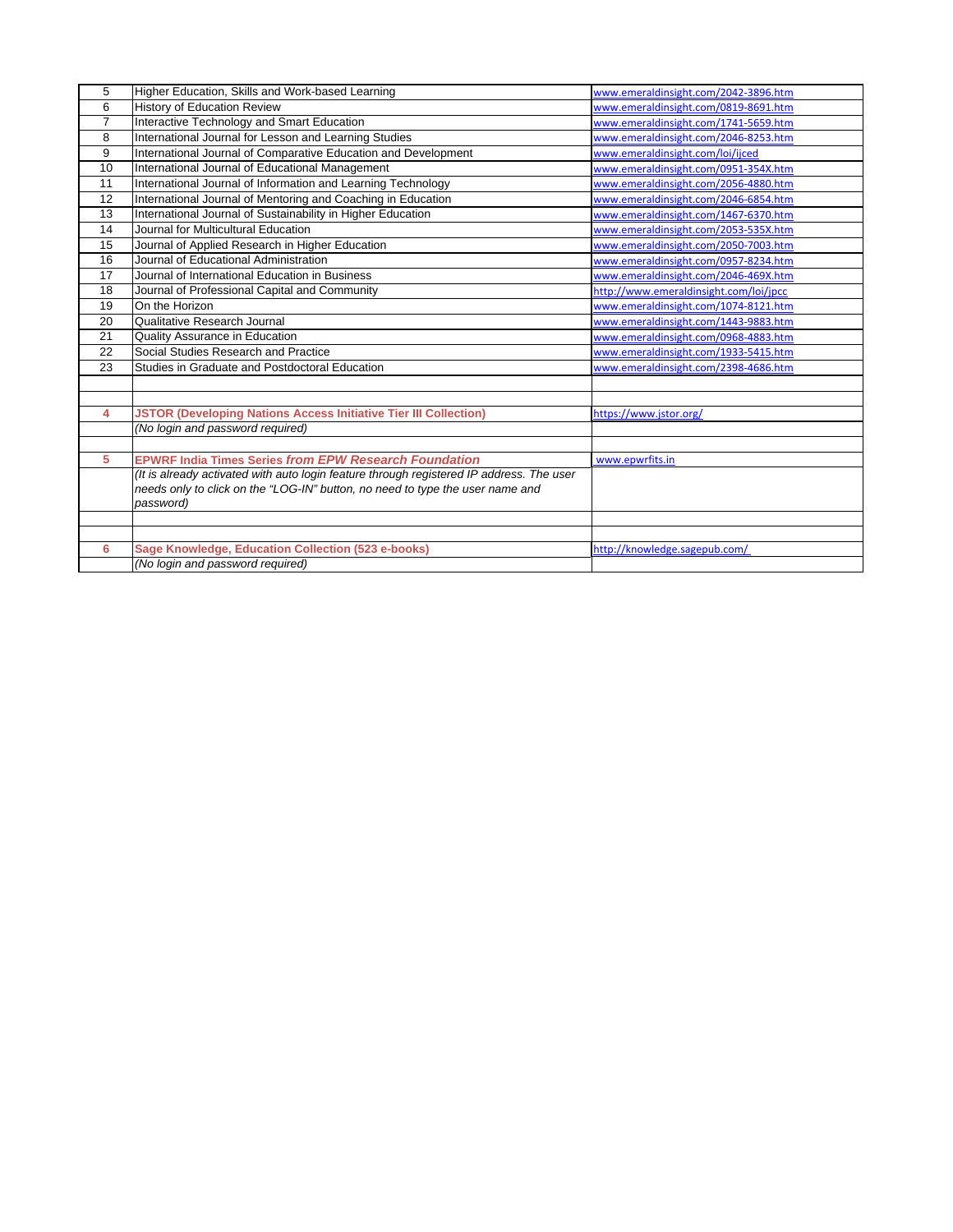| | | |
|---|---|---|
| 5 | Higher Education, Skills and Work-based Learning | www.emeraldinsight.com/2042-3896.htm |
| 6 | History of Education Review | www.emeraldinsight.com/0819-8691.htm |
| 7 | Interactive Technology and Smart Education | www.emeraldinsight.com/1741-5659.htm |
| 8 | International Journal for Lesson and Learning Studies | www.emeraldinsight.com/2046-8253.htm |
| 9 | International Journal of Comparative Education and Development | www.emeraldinsight.com/loi/ijced |
| 10 | International Journal of Educational Management | www.emeraldinsight.com/0951-354X.htm |
| 11 | International Journal of Information and Learning Technology | www.emeraldinsight.com/2056-4880.htm |
| 12 | International Journal of Mentoring and Coaching in Education | www.emeraldinsight.com/2046-6854.htm |
| 13 | International Journal of Sustainability in Higher Education | www.emeraldinsight.com/1467-6370.htm |
| 14 | Journal for Multicultural Education | www.emeraldinsight.com/2053-535X.htm |
| 15 | Journal of Applied Research in Higher Education | www.emeraldinsight.com/2050-7003.htm |
| 16 | Journal of Educational Administration | www.emeraldinsight.com/0957-8234.htm |
| 17 | Journal of International Education in Business | www.emeraldinsight.com/2046-469X.htm |
| 18 | Journal of Professional Capital and Community | http://www.emeraldinsight.com/loi/jpcc |
| 19 | On the Horizon | www.emeraldinsight.com/1074-8121.htm |
| 20 | Qualitative Research Journal | www.emeraldinsight.com/1443-9883.htm |
| 21 | Quality Assurance in Education | www.emeraldinsight.com/0968-4883.htm |
| 22 | Social Studies Research and Practice | www.emeraldinsight.com/1933-5415.htm |
| 23 | Studies in Graduate and Postdoctoral Education | www.emeraldinsight.com/2398-4686.htm |
| | | |
| | | |
| **4** | **JSTOR (Developing Nations Access Initiative Tier III Collection)** | https://www.jstor.org/ |
| | *(No login and password required)* | |
| | | |
| **5** | **EPWRF India Times Series *from EPW Research Foundation*** | www.epwrfits.in |
| | *(It is already activated with auto login feature through registered IP address. The user needs only to click on the "LOG-IN" button, no need to type the user name and password)* | |
| | | |
| | | |
| **6** | **Sage Knowledge, Education Collection (523 e-books)** | http://knowledge.sagepub.com/ |
| | *(No login and password required)* | |